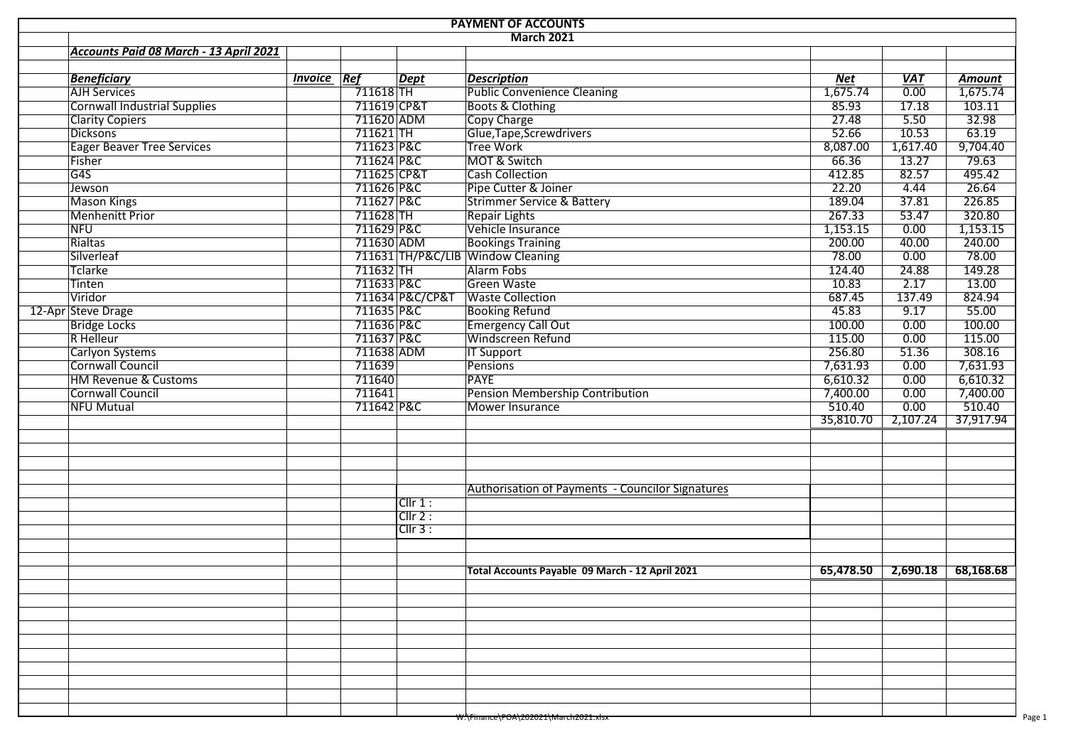# PAYMENT OF ACCOUNTS

## March 2021

***Accounts Paid 08 March - 13 April 2021***

| | *Beneficiary* | *Invoice* | *Ref* | *Dept* | *Description* | *Net* | *VAT* | *Amount* |
|---|---|---|---|---|---|---|---|---|
| | AJH Services | | 711618 | TH | Public Convenience Cleaning | 1,675.74 | 0.00 | 1,675.74 |
| | Cornwall Industrial Supplies | | 711619 | CP&T | Boots & Clothing | 85.93 | 17.18 | 103.11 |
| | Clarity Copiers | | 711620 | ADM | Copy Charge | 27.48 | 5.50 | 32.98 |
| | Dicksons | | 711621 | TH | Glue,Tape,Screwdrivers | 52.66 | 10.53 | 63.19 |
| | Eager Beaver Tree Services | | 711623 | P&C | Tree Work | 8,087.00 | 1,617.40 | 9,704.40 |
| | Fisher | | 711624 | P&C | MOT & Switch | 66.36 | 13.27 | 79.63 |
| | G4S | | 711625 | CP&T | Cash Collection | 412.85 | 82.57 | 495.42 |
| | Jewson | | 711626 | P&C | Pipe Cutter & Joiner | 22.20 | 4.44 | 26.64 |
| | Mason Kings | | 711627 | P&C | Strimmer Service & Battery | 189.04 | 37.81 | 226.85 |
| | Menhenitt Prior | | 711628 | TH | Repair Lights | 267.33 | 53.47 | 320.80 |
| | NFU | | 711629 | P&C | Vehicle Insurance | 1,153.15 | 0.00 | 1,153.15 |
| | Rialtas | | 711630 | ADM | Bookings Training | 200.00 | 40.00 | 240.00 |
| | Silverleaf | | 711631 | TH/P&C/LIB | Window Cleaning | 78.00 | 0.00 | 78.00 |
| | Tclarke | | 711632 | TH | Alarm Fobs | 124.40 | 24.88 | 149.28 |
| | Tinten | | 711633 | P&C | Green Waste | 10.83 | 2.17 | 13.00 |
| | Viridor | | 711634 | P&C/CP&T | Waste Collection | 687.45 | 137.49 | 824.94 |
| 12-Apr | Steve Drage | | 711635 | P&C | Booking Refund | 45.83 | 9.17 | 55.00 |
| | Bridge Locks | | 711636 | P&C | Emergency Call Out | 100.00 | 0.00 | 100.00 |
| | R Helleur | | 711637 | P&C | Windscreen Refund | 115.00 | 0.00 | 115.00 |
| | Carlyon Systems | | 711638 | ADM | IT Support | 256.80 | 51.36 | 308.16 |
| | Cornwall Council | | 711639 | | Pensions | 7,631.93 | 0.00 | 7,631.93 |
| | HM Revenue & Customs | | 711640 | | PAYE | 6,610.32 | 0.00 | 6,610.32 |
| | Cornwall Council | | 711641 | | Pension Membership Contribution | 7,400.00 | 0.00 | 7,400.00 |
| | NFU Mutual | | 711642 | P&C | Mower Insurance | 510.40 | 0.00 | 510.40 |
| | | | | | | 35,810.70 | 2,107.24 | 37,917.94 |

Authorisation of Payments - Councilor Signatures

Cllr 1 :

Cllr 2 :

Cllr 3 :

| **Total Accounts Payable 09 March - 12 April 2021** | **65,478.50** | **2,690.18** | **68,168.68** |
|---|---|---|---|

W:\Finance\POA\202021\March2021.xlsx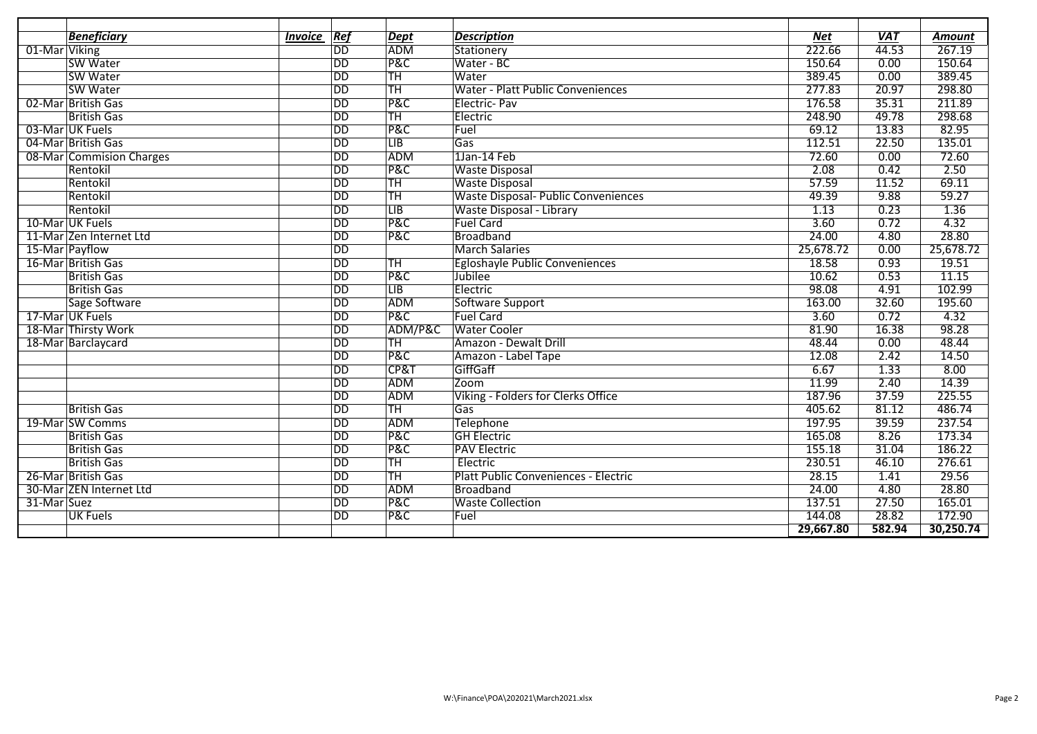| | Beneficiary | Invoice | Ref | Dept | Description | Net | VAT | Amount |
|---|---|---|---|---|---|---|---|---|
| 01-Mar | Viking | | DD | ADM | Stationery | 222.66 | 44.53 | 267.19 |
| | SW Water | | DD | P&C | Water - BC | 150.64 | 0.00 | 150.64 |
| | SW Water | | DD | TH | Water | 389.45 | 0.00 | 389.45 |
| | SW Water | | DD | TH | Water - Platt Public Conveniences | 277.83 | 20.97 | 298.80 |
| 02-Mar | British Gas | | DD | P&C | Electric- Pav | 176.58 | 35.31 | 211.89 |
| | British Gas | | DD | TH | Electric | 248.90 | 49.78 | 298.68 |
| 03-Mar | UK Fuels | | DD | P&C | Fuel | 69.12 | 13.83 | 82.95 |
| 04-Mar | British Gas | | DD | LIB | Gas | 112.51 | 22.50 | 135.01 |
| 08-Mar | Commision Charges | | DD | ADM | 1Jan-14 Feb | 72.60 | 0.00 | 72.60 |
| | Rentokil | | DD | P&C | Waste Disposal | 2.08 | 0.42 | 2.50 |
| | Rentokil | | DD | TH | Waste Disposal | 57.59 | 11.52 | 69.11 |
| | Rentokil | | DD | TH | Waste Disposal- Public Conveniences | 49.39 | 9.88 | 59.27 |
| | Rentokil | | DD | LIB | Waste Disposal - Library | 1.13 | 0.23 | 1.36 |
| 10-Mar | UK Fuels | | DD | P&C | Fuel Card | 3.60 | 0.72 | 4.32 |
| 11-Mar | Zen Internet Ltd | | DD | P&C | Broadband | 24.00 | 4.80 | 28.80 |
| 15-Mar | Payflow | | DD | | March Salaries | 25,678.72 | 0.00 | 25,678.72 |
| 16-Mar | British Gas | | DD | TH | Egloshayle Public Conveniences | 18.58 | 0.93 | 19.51 |
| | British Gas | | DD | P&C | Jubilee | 10.62 | 0.53 | 11.15 |
| | British Gas | | DD | LIB | Electric | 98.08 | 4.91 | 102.99 |
| | Sage Software | | DD | ADM | Software Support | 163.00 | 32.60 | 195.60 |
| 17-Mar | UK Fuels | | DD | P&C | Fuel Card | 3.60 | 0.72 | 4.32 |
| 18-Mar | Thirsty Work | | DD | ADM/P&C | Water Cooler | 81.90 | 16.38 | 98.28 |
| 18-Mar | Barclaycard | | DD | TH | Amazon - Dewalt Drill | 48.44 | 0.00 | 48.44 |
| | | | DD | P&C | Amazon - Label Tape | 12.08 | 2.42 | 14.50 |
| | | | DD | CP&T | GiffGaff | 6.67 | 1.33 | 8.00 |
| | | | DD | ADM | Zoom | 11.99 | 2.40 | 14.39 |
| | | | DD | ADM | Viking - Folders for Clerks Office | 187.96 | 37.59 | 225.55 |
| | British Gas | | DD | TH | Gas | 405.62 | 81.12 | 486.74 |
| 19-Mar | SW Comms | | DD | ADM | Telephone | 197.95 | 39.59 | 237.54 |
| | British Gas | | DD | P&C | GH Electric | 165.08 | 8.26 | 173.34 |
| | British Gas | | DD | P&C | PAV Electric | 155.18 | 31.04 | 186.22 |
| | British Gas | | DD | TH | Electric | 230.51 | 46.10 | 276.61 |
| 26-Mar | British Gas | | DD | TH | Platt Public Conveniences - Electric | 28.15 | 1.41 | 29.56 |
| 30-Mar | ZEN Internet Ltd | | DD | ADM | Broadband | 24.00 | 4.80 | 28.80 |
| 31-Mar | Suez | | DD | P&C | Waste Collection | 137.51 | 27.50 | 165.01 |
| | UK Fuels | | DD | P&C | Fuel | 144.08 | 28.82 | 172.90 |
| | | | | | | **29,667.80** | **582.94** | **30,250.74** |

W:\Finance\POA\202021\March2021.xlsx